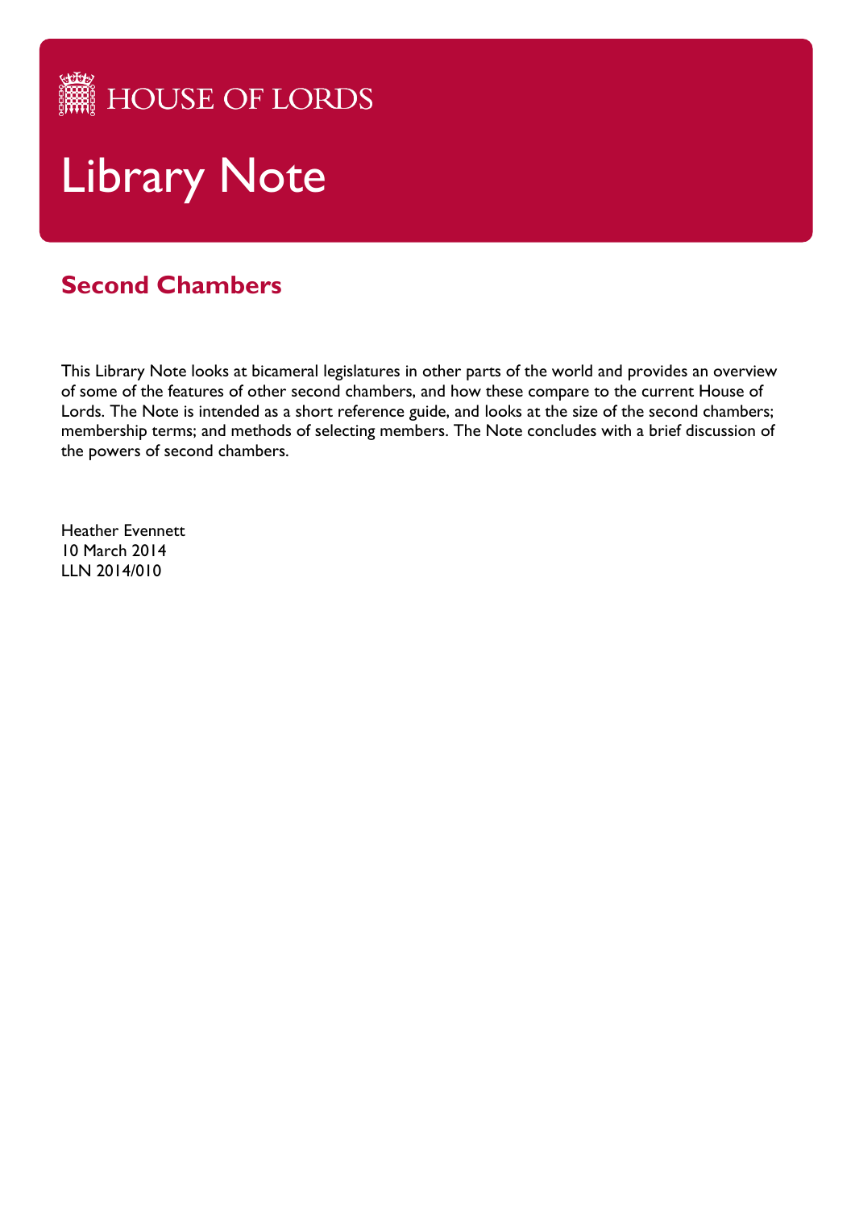HOUSE OF LORDS

# Library Note

## Second Chambers

This Library Note looks at bicameral legislatures in other parts of the world and provides an overview of some of the features of other second chambers, and how these compare to the current House of Lords. The Note is intended as a short reference guide, and looks at the size of the second chambers; membership terms; and methods of selecting members. The Note concludes with a brief discussion of the powers of second chambers.

Heather Evennett
10 March 2014
LLN 2014/010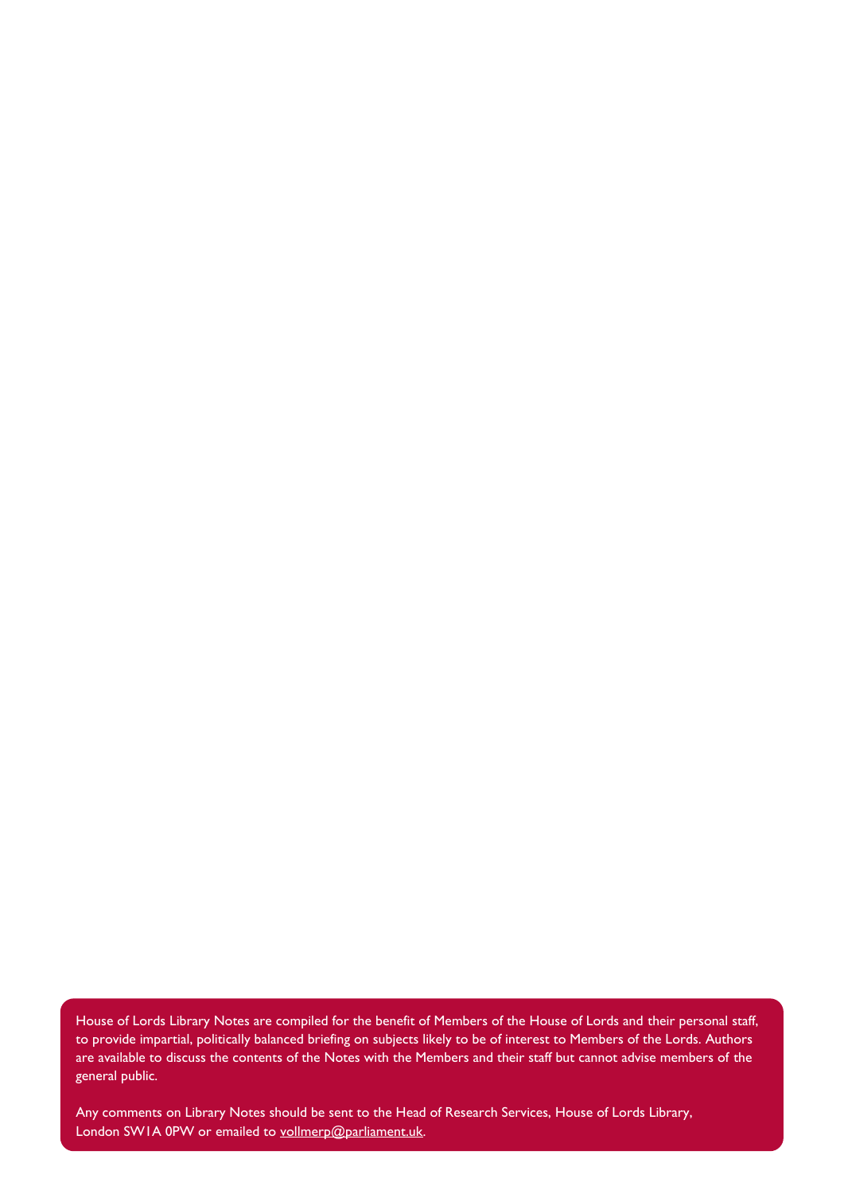House of Lords Library Notes are compiled for the benefit of Members of the House of Lords and their personal staff, to provide impartial, politically balanced briefing on subjects likely to be of interest to Members of the Lords. Authors are available to discuss the contents of the Notes with the Members and their staff but cannot advise members of the general public.

Any comments on Library Notes should be sent to the Head of Research Services, House of Lords Library, London SW1A 0PW or emailed to vollmerp@parliament.uk.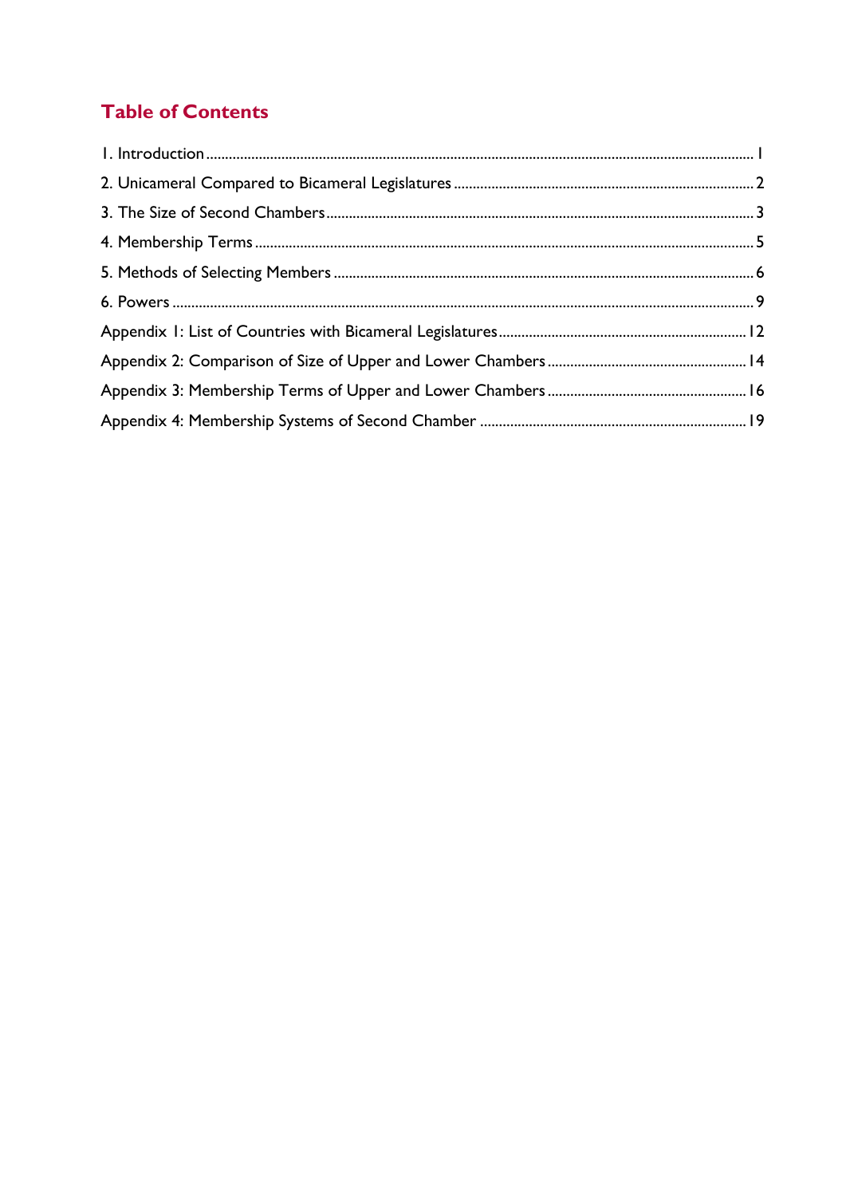## Table of Contents

1. Introduction ........ 1
2. Unicameral Compared to Bicameral Legislatures ........ 2
3. The Size of Second Chambers ........ 3
4. Membership Terms ........ 5
5. Methods of Selecting Members ........ 6
6. Powers ........ 9

Appendix 1: List of Countries with Bicameral Legislatures ........ 12
Appendix 2: Comparison of Size of Upper and Lower Chambers ........ 14
Appendix 3: Membership Terms of Upper and Lower Chambers ........ 16
Appendix 4: Membership Systems of Second Chamber ........ 19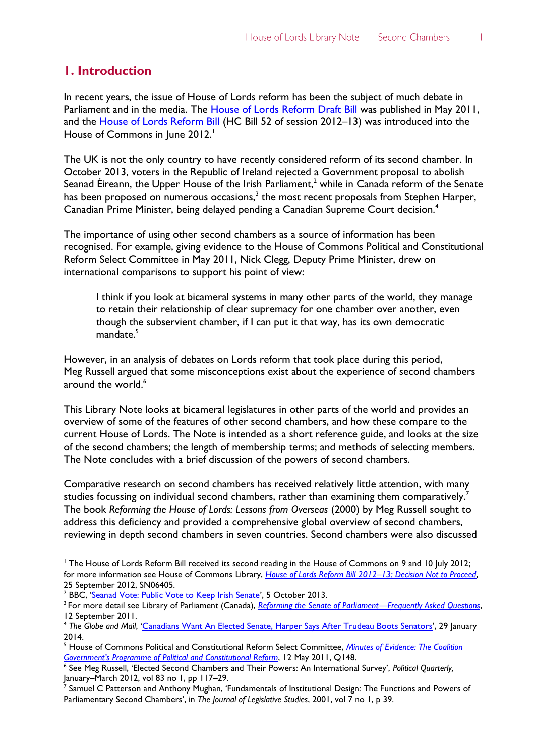## 1. Introduction

In recent years, the issue of House of Lords reform has been the subject of much debate in Parliament and in the media. The House of Lords Reform Draft Bill was published in May 2011, and the House of Lords Reform Bill (HC Bill 52 of session 2012–13) was introduced into the House of Commons in June 2012.[1]

The UK is not the only country to have recently considered reform of its second chamber. In October 2013, voters in the Republic of Ireland rejected a Government proposal to abolish Seanad Éireann, the Upper House of the Irish Parliament,[2] while in Canada reform of the Senate has been proposed on numerous occasions,[3] the most recent proposals from Stephen Harper, Canadian Prime Minister, being delayed pending a Canadian Supreme Court decision.[4]

The importance of using other second chambers as a source of information has been recognised. For example, giving evidence to the House of Commons Political and Constitutional Reform Select Committee in May 2011, Nick Clegg, Deputy Prime Minister, drew on international comparisons to support his point of view:

> I think if you look at bicameral systems in many other parts of the world, they manage to retain their relationship of clear supremacy for one chamber over another, even though the subservient chamber, if I can put it that way, has its own democratic mandate.[5]

However, in an analysis of debates on Lords reform that took place during this period, Meg Russell argued that some misconceptions exist about the experience of second chambers around the world.[6]

This Library Note looks at bicameral legislatures in other parts of the world and provides an overview of some of the features of other second chambers, and how these compare to the current House of Lords. The Note is intended as a short reference guide, and looks at the size of the second chambers; the length of membership terms; and methods of selecting members. The Note concludes with a brief discussion of the powers of second chambers.

Comparative research on second chambers has received relatively little attention, with many studies focussing on individual second chambers, rather than examining them comparatively.[7] The book *Reforming the House of Lords: Lessons from Overseas* (2000) by Meg Russell sought to address this deficiency and provided a comprehensive global overview of second chambers, reviewing in depth second chambers in seven countries. Second chambers were also discussed

---

[1] The House of Lords Reform Bill received its second reading in the House of Commons on 9 and 10 July 2012; for more information see House of Commons Library, *House of Lords Reform Bill 2012–13: Decision Not to Proceed*, 25 September 2012, SN06405.

[2] BBC, 'Seanad Vote: Public Vote to Keep Irish Senate', 5 October 2013.

[3] For more detail see Library of Parliament (Canada), *Reforming the Senate of Parliament—Frequently Asked Questions*, 12 September 2011.

[4] *The Globe and Mail*, 'Canadians Want An Elected Senate, Harper Says After Trudeau Boots Senators', 29 January 2014.

[5] House of Commons Political and Constitutional Reform Select Committee, *Minutes of Evidence: The Coalition Government's Programme of Political and Constitutional Reform*, 12 May 2011, Q148.

[6] See Meg Russell, 'Elected Second Chambers and Their Powers: An International Survey', *Political Quarterly*, January–March 2012, vol 83 no 1, pp 117–29.

[7] Samuel C Patterson and Anthony Mughan, 'Fundamentals of Institutional Design: The Functions and Powers of Parliamentary Second Chambers', in *The Journal of Legislative Studies*, 2001, vol 7 no 1, p 39.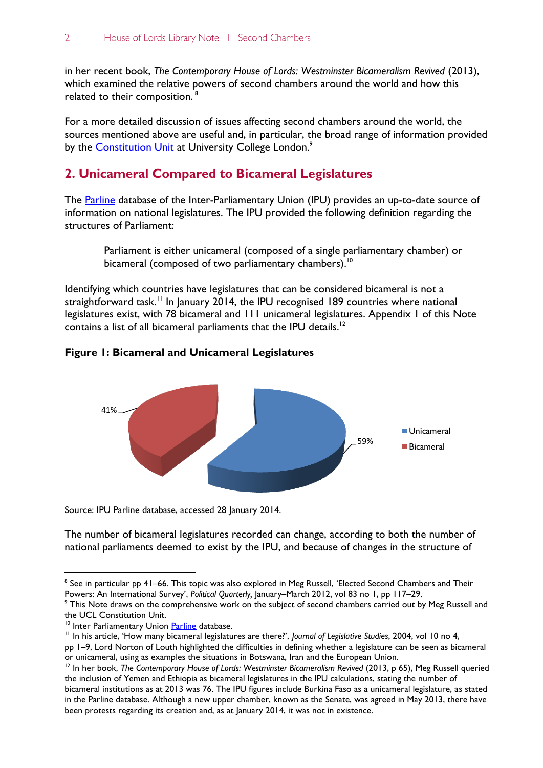in her recent book, *The Contemporary House of Lords: Westminster Bicameralism Revived* (2013), which examined the relative powers of second chambers around the world and how this related to their composition.[8]

For a more detailed discussion of issues affecting second chambers around the world, the sources mentioned above are useful and, in particular, the broad range of information provided by the Constitution Unit at University College London.[9]

## 2. Unicameral Compared to Bicameral Legislatures

The Parline database of the Inter-Parliamentary Union (IPU) provides an up-to-date source of information on national legislatures. The IPU provided the following definition regarding the structures of Parliament:

> Parliament is either unicameral (composed of a single parliamentary chamber) or bicameral (composed of two parliamentary chambers).[10]

Identifying which countries have legislatures that can be considered bicameral is not a straightforward task.[11] In January 2014, the IPU recognised 189 countries where national legislatures exist, with 78 bicameral and 111 unicameral legislatures. Appendix 1 of this Note contains a list of all bicameral parliaments that the IPU details.[12]

**Figure 1: Bicameral and Unicameral Legislatures**

41%

59%

Unicameral

Bicameral

Source: IPU Parline database, accessed 28 January 2014.

The number of bicameral legislatures recorded can change, according to both the number of national parliaments deemed to exist by the IPU, and because of changes in the structure of

---

[8] See in particular pp 41–66. This topic was also explored in Meg Russell, 'Elected Second Chambers and Their Powers: An International Survey', *Political Quarterly,* January–March 2012, vol 83 no 1, pp 117–29.

[9] This Note draws on the comprehensive work on the subject of second chambers carried out by Meg Russell and the UCL Constitution Unit.

[10] Inter Parliamentary Union Parline database.

[11] In his article, 'How many bicameral legislatures are there?', *Journal of Legislative Studies*, 2004, vol 10 no 4, pp 1–9, Lord Norton of Louth highlighted the difficulties in defining whether a legislature can be seen as bicameral or unicameral, using as examples the situations in Botswana, Iran and the European Union.

[12] In her book, *The Contemporary House of Lords: Westminster Bicameralism Revived* (2013, p 65), Meg Russell queried the inclusion of Yemen and Ethiopia as bicameral legislatures in the IPU calculations, stating the number of bicameral institutions as at 2013 was 76. The IPU figures include Burkina Faso as a unicameral legislature, as stated in the Parline database. Although a new upper chamber, known as the Senate, was agreed in May 2013, there have been protests regarding its creation and, as at January 2014, it was not in existence.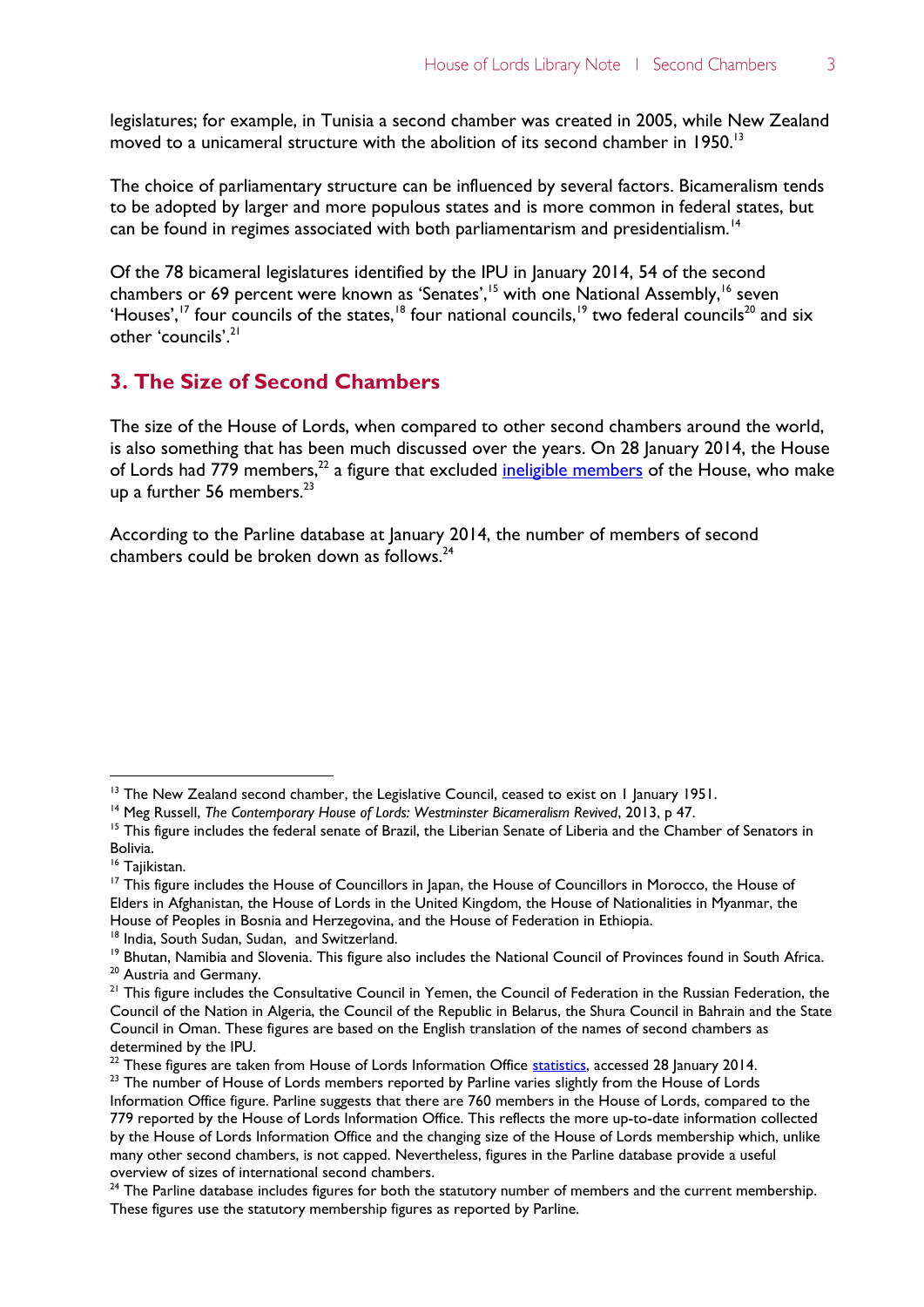legislatures; for example, in Tunisia a second chamber was created in 2005, while New Zealand moved to a unicameral structure with the abolition of its second chamber in 1950.[13]

The choice of parliamentary structure can be influenced by several factors. Bicameralism tends to be adopted by larger and more populous states and is more common in federal states, but can be found in regimes associated with both parliamentarism and presidentialism.[14]

Of the 78 bicameral legislatures identified by the IPU in January 2014, 54 of the second chambers or 69 percent were known as 'Senates',[15] with one National Assembly,[16] seven 'Houses',[17] four councils of the states,[18] four national councils,[19] two federal councils[20] and six other 'councils'.[21]

## 3. The Size of Second Chambers

The size of the House of Lords, when compared to other second chambers around the world, is also something that has been much discussed over the years. On 28 January 2014, the House of Lords had 779 members,[22] a figure that excluded ineligible members of the House, who make up a further 56 members.[23]

According to the Parline database at January 2014, the number of members of second chambers could be broken down as follows.[24]

---

[13] The New Zealand second chamber, the Legislative Council, ceased to exist on 1 January 1951.

[14] Meg Russell, *The Contemporary House of Lords: Westminster Bicameralism Revived*, 2013, p 47.

[15] This figure includes the federal senate of Brazil, the Liberian Senate of Liberia and the Chamber of Senators in Bolivia.

[16] Tajikistan.

[17] This figure includes the House of Councillors in Japan, the House of Councillors in Morocco, the House of Elders in Afghanistan, the House of Lords in the United Kingdom, the House of Nationalities in Myanmar, the House of Peoples in Bosnia and Herzegovina, and the House of Federation in Ethiopia.

[18] India, South Sudan, Sudan, and Switzerland.

[19] Bhutan, Namibia and Slovenia. This figure also includes the National Council of Provinces found in South Africa.

[20] Austria and Germany.

[21] This figure includes the Consultative Council in Yemen, the Council of Federation in the Russian Federation, the Council of the Nation in Algeria, the Council of the Republic in Belarus, the Shura Council in Bahrain and the State Council in Oman. These figures are based on the English translation of the names of second chambers as determined by the IPU.

[22] These figures are taken from House of Lords Information Office statistics, accessed 28 January 2014.

[23] The number of House of Lords members reported by Parline varies slightly from the House of Lords Information Office figure. Parline suggests that there are 760 members in the House of Lords, compared to the 779 reported by the House of Lords Information Office. This reflects the more up-to-date information collected by the House of Lords Information Office and the changing size of the House of Lords membership which, unlike many other second chambers, is not capped. Nevertheless, figures in the Parline database provide a useful overview of sizes of international second chambers.

[24] The Parline database includes figures for both the statutory number of members and the current membership. These figures use the statutory membership figures as reported by Parline.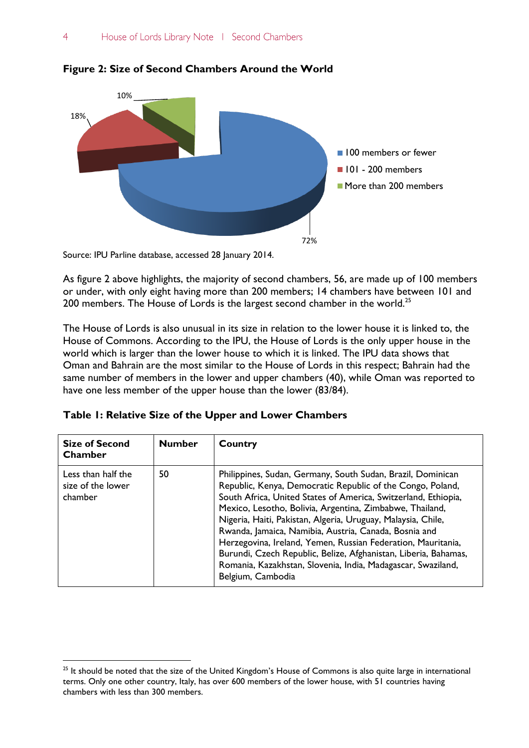**Figure 2: Size of Second Chambers Around the World**

Source: IPU Parline database, accessed 28 January 2014.

As figure 2 above highlights, the majority of second chambers, 56, are made up of 100 members or under, with only eight having more than 200 members; 14 chambers have between 101 and 200 members. The House of Lords is the largest second chamber in the world.[25]

The House of Lords is also unusual in its size in relation to the lower house it is linked to, the House of Commons. According to the IPU, the House of Lords is the only upper house in the world which is larger than the lower house to which it is linked. The IPU data shows that Oman and Bahrain are the most similar to the House of Lords in this respect; Bahrain had the same number of members in the lower and upper chambers (40), while Oman was reported to have one less member of the upper house than the lower (83/84).

**Table 1: Relative Size of the Upper and Lower Chambers**

| Size of Second Chamber | Number | Country |
|---|---|---|
| Less than half the size of the lower chamber | 50 | Philippines, Sudan, Germany, South Sudan, Brazil, Dominican Republic, Kenya, Democratic Republic of the Congo, Poland, South Africa, United States of America, Switzerland, Ethiopia, Mexico, Lesotho, Bolivia, Argentina, Zimbabwe, Thailand, Nigeria, Haiti, Pakistan, Algeria, Uruguay, Malaysia, Chile, Rwanda, Jamaica, Namibia, Austria, Canada, Bosnia and Herzegovina, Ireland, Yemen, Russian Federation, Mauritania, Burundi, Czech Republic, Belize, Afghanistan, Liberia, Bahamas, Romania, Kazakhstan, Slovenia, India, Madagascar, Swaziland, Belgium, Cambodia |

[25] It should be noted that the size of the United Kingdom's House of Commons is also quite large in international terms. Only one other country, Italy, has over 600 members of the lower house, with 51 countries having chambers with less than 300 members.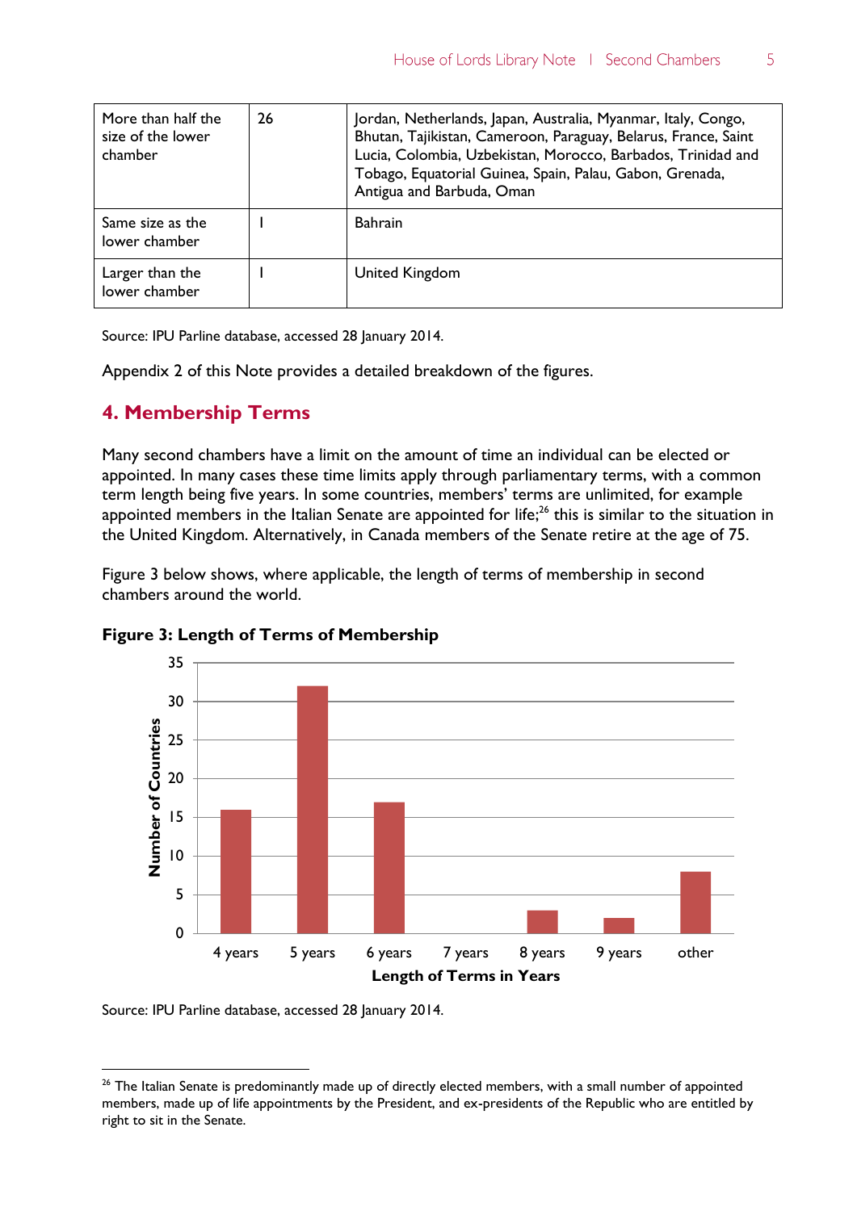| More than half the size of the lower chamber | 26 | Jordan, Netherlands, Japan, Australia, Myanmar, Italy, Congo, Bhutan, Tajikistan, Cameroon, Paraguay, Belarus, France, Saint Lucia, Colombia, Uzbekistan, Morocco, Barbados, Trinidad and Tobago, Equatorial Guinea, Spain, Palau, Gabon, Grenada, Antigua and Barbuda, Oman |
|---|---|---|
| Same size as the lower chamber | 1 | Bahrain |
| Larger than the lower chamber | 1 | United Kingdom |

Source: IPU Parline database, accessed 28 January 2014.

Appendix 2 of this Note provides a detailed breakdown of the figures.

## 4. Membership Terms

Many second chambers have a limit on the amount of time an individual can be elected or appointed. In many cases these time limits apply through parliamentary terms, with a common term length being five years. In some countries, members' terms are unlimited, for example appointed members in the Italian Senate are appointed for life;[26] this is similar to the situation in the United Kingdom. Alternatively, in Canada members of the Senate retire at the age of 75.

Figure 3 below shows, where applicable, the length of terms of membership in second chambers around the world.

**Figure 3: Length of Terms of Membership**

| Length of Terms in Years | Number of Countries |
|---|---|
| 4 years | 16 |
| 5 years | 32 |
| 6 years | 17 |
| 7 years | 0 |
| 8 years | 3 |
| 9 years | 2 |
| other | 8 |

Source: IPU Parline database, accessed 28 January 2014.

[26] The Italian Senate is predominantly made up of directly elected members, with a small number of appointed members, made up of life appointments by the President, and ex-presidents of the Republic who are entitled by right to sit in the Senate.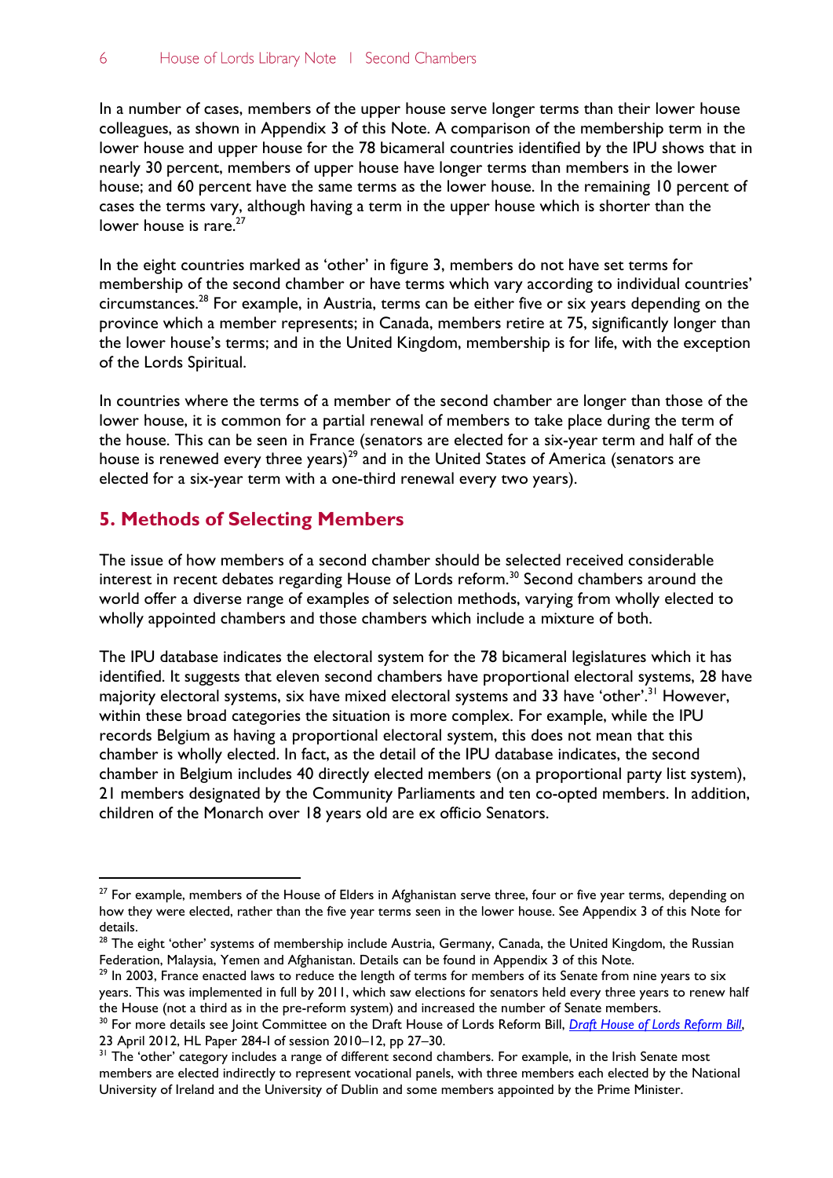In a number of cases, members of the upper house serve longer terms than their lower house colleagues, as shown in Appendix 3 of this Note. A comparison of the membership term in the lower house and upper house for the 78 bicameral countries identified by the IPU shows that in nearly 30 percent, members of upper house have longer terms than members in the lower house; and 60 percent have the same terms as the lower house. In the remaining 10 percent of cases the terms vary, although having a term in the upper house which is shorter than the lower house is rare.[27]

In the eight countries marked as 'other' in figure 3, members do not have set terms for membership of the second chamber or have terms which vary according to individual countries' circumstances.[28] For example, in Austria, terms can be either five or six years depending on the province which a member represents; in Canada, members retire at 75, significantly longer than the lower house's terms; and in the United Kingdom, membership is for life, with the exception of the Lords Spiritual.

In countries where the terms of a member of the second chamber are longer than those of the lower house, it is common for a partial renewal of members to take place during the term of the house. This can be seen in France (senators are elected for a six-year term and half of the house is renewed every three years)[29] and in the United States of America (senators are elected for a six-year term with a one-third renewal every two years).

## 5. Methods of Selecting Members

The issue of how members of a second chamber should be selected received considerable interest in recent debates regarding House of Lords reform.[30] Second chambers around the world offer a diverse range of examples of selection methods, varying from wholly elected to wholly appointed chambers and those chambers which include a mixture of both.

The IPU database indicates the electoral system for the 78 bicameral legislatures which it has identified. It suggests that eleven second chambers have proportional electoral systems, 28 have majority electoral systems, six have mixed electoral systems and 33 have 'other'.[31] However, within these broad categories the situation is more complex. For example, while the IPU records Belgium as having a proportional electoral system, this does not mean that this chamber is wholly elected. In fact, as the detail of the IPU database indicates, the second chamber in Belgium includes 40 directly elected members (on a proportional party list system), 21 members designated by the Community Parliaments and ten co-opted members. In addition, children of the Monarch over 18 years old are ex officio Senators.

---

[27] For example, members of the House of Elders in Afghanistan serve three, four or five year terms, depending on how they were elected, rather than the five year terms seen in the lower house. See Appendix 3 of this Note for details.

[28] The eight 'other' systems of membership include Austria, Germany, Canada, the United Kingdom, the Russian Federation, Malaysia, Yemen and Afghanistan. Details can be found in Appendix 3 of this Note.

[29] In 2003, France enacted laws to reduce the length of terms for members of its Senate from nine years to six years. This was implemented in full by 2011, which saw elections for senators held every three years to renew half the House (not a third as in the pre-reform system) and increased the number of Senate members.

[30] For more details see Joint Committee on the Draft House of Lords Reform Bill, *Draft House of Lords Reform Bill*, 23 April 2012, HL Paper 284-I of session 2010–12, pp 27–30.

[31] The 'other' category includes a range of different second chambers. For example, in the Irish Senate most members are elected indirectly to represent vocational panels, with three members each elected by the National University of Ireland and the University of Dublin and some members appointed by the Prime Minister.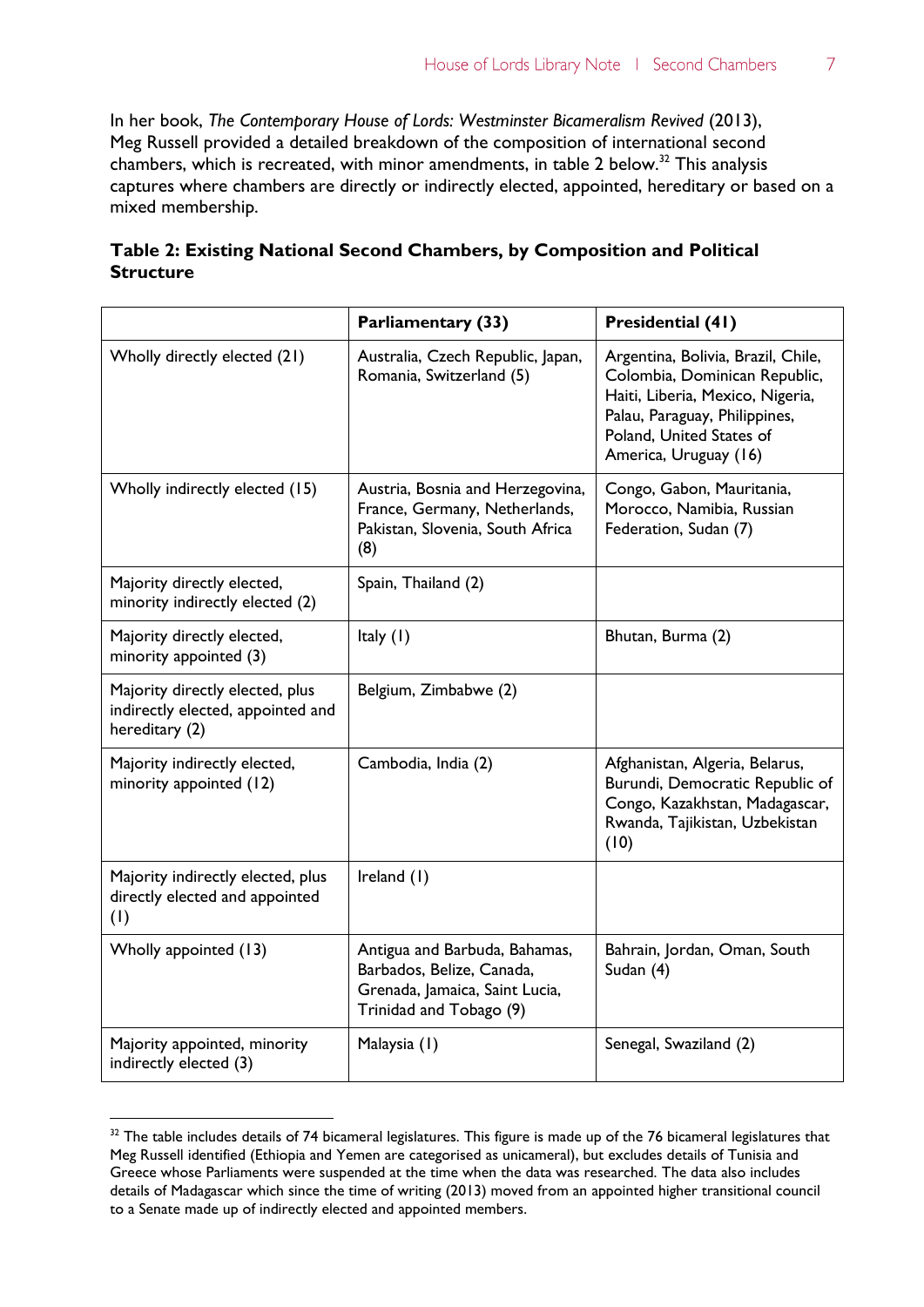In her book, *The Contemporary House of Lords: Westminster Bicameralism Revived* (2013), Meg Russell provided a detailed breakdown of the composition of international second chambers, which is recreated, with minor amendments, in table 2 below.[32] This analysis captures where chambers are directly or indirectly elected, appointed, hereditary or based on a mixed membership.

**Table 2: Existing National Second Chambers, by Composition and Political Structure**

| | Parliamentary (33) | Presidential (41) |
|---|---|---|
| Wholly directly elected (21) | Australia, Czech Republic, Japan, Romania, Switzerland (5) | Argentina, Bolivia, Brazil, Chile, Colombia, Dominican Republic, Haiti, Liberia, Mexico, Nigeria, Palau, Paraguay, Philippines, Poland, United States of America, Uruguay (16) |
| Wholly indirectly elected (15) | Austria, Bosnia and Herzegovina, France, Germany, Netherlands, Pakistan, Slovenia, South Africa (8) | Congo, Gabon, Mauritania, Morocco, Namibia, Russian Federation, Sudan (7) |
| Majority directly elected, minority indirectly elected (2) | Spain, Thailand (2) | |
| Majority directly elected, minority appointed (3) | Italy (1) | Bhutan, Burma (2) |
| Majority directly elected, plus indirectly elected, appointed and hereditary (2) | Belgium, Zimbabwe (2) | |
| Majority indirectly elected, minority appointed (12) | Cambodia, India (2) | Afghanistan, Algeria, Belarus, Burundi, Democratic Republic of Congo, Kazakhstan, Madagascar, Rwanda, Tajikistan, Uzbekistan (10) |
| Majority indirectly elected, plus directly elected and appointed (1) | Ireland (1) | |
| Wholly appointed (13) | Antigua and Barbuda, Bahamas, Barbados, Belize, Canada, Grenada, Jamaica, Saint Lucia, Trinidad and Tobago (9) | Bahrain, Jordan, Oman, South Sudan (4) |
| Majority appointed, minority indirectly elected (3) | Malaysia (1) | Senegal, Swaziland (2) |

[32] The table includes details of 74 bicameral legislatures. This figure is made up of the 76 bicameral legislatures that Meg Russell identified (Ethiopia and Yemen are categorised as unicameral), but excludes details of Tunisia and Greece whose Parliaments were suspended at the time when the data was researched. The data also includes details of Madagascar which since the time of writing (2013) moved from an appointed higher transitional council to a Senate made up of indirectly elected and appointed members.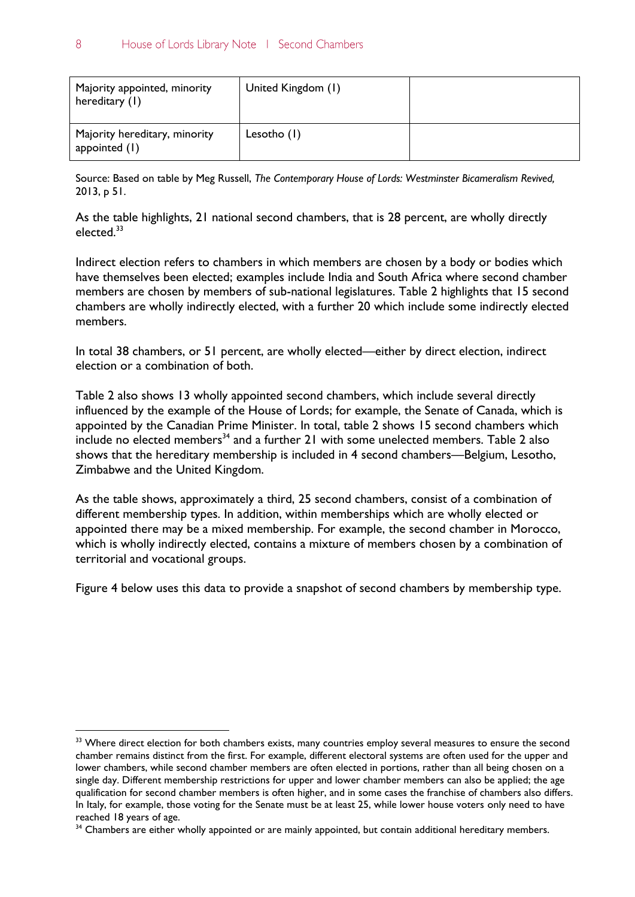| Majority appointed, minority hereditary (1) | United Kingdom (1) | |
|---|---|---|
| Majority hereditary, minority appointed (1) | Lesotho (1) | |

Source: Based on table by Meg Russell, *The Contemporary House of Lords: Westminster Bicameralism Revived,* 2013, p 51.

As the table highlights, 21 national second chambers, that is 28 percent, are wholly directly elected.[33]

Indirect election refers to chambers in which members are chosen by a body or bodies which have themselves been elected; examples include India and South Africa where second chamber members are chosen by members of sub-national legislatures. Table 2 highlights that 15 second chambers are wholly indirectly elected, with a further 20 which include some indirectly elected members.

In total 38 chambers, or 51 percent, are wholly elected—either by direct election, indirect election or a combination of both.

Table 2 also shows 13 wholly appointed second chambers, which include several directly influenced by the example of the House of Lords; for example, the Senate of Canada, which is appointed by the Canadian Prime Minister. In total, table 2 shows 15 second chambers which include no elected members[34] and a further 21 with some unelected members. Table 2 also shows that the hereditary membership is included in 4 second chambers—Belgium, Lesotho, Zimbabwe and the United Kingdom.

As the table shows, approximately a third, 25 second chambers, consist of a combination of different membership types. In addition, within memberships which are wholly elected or appointed there may be a mixed membership. For example, the second chamber in Morocco, which is wholly indirectly elected, contains a mixture of members chosen by a combination of territorial and vocational groups.

Figure 4 below uses this data to provide a snapshot of second chambers by membership type.

[33] Where direct election for both chambers exists, many countries employ several measures to ensure the second chamber remains distinct from the first. For example, different electoral systems are often used for the upper and lower chambers, while second chamber members are often elected in portions, rather than all being chosen on a single day. Different membership restrictions for upper and lower chamber members can also be applied; the age qualification for second chamber members is often higher, and in some cases the franchise of chambers also differs. In Italy, for example, those voting for the Senate must be at least 25, while lower house voters only need to have reached 18 years of age.

[34] Chambers are either wholly appointed or are mainly appointed, but contain additional hereditary members.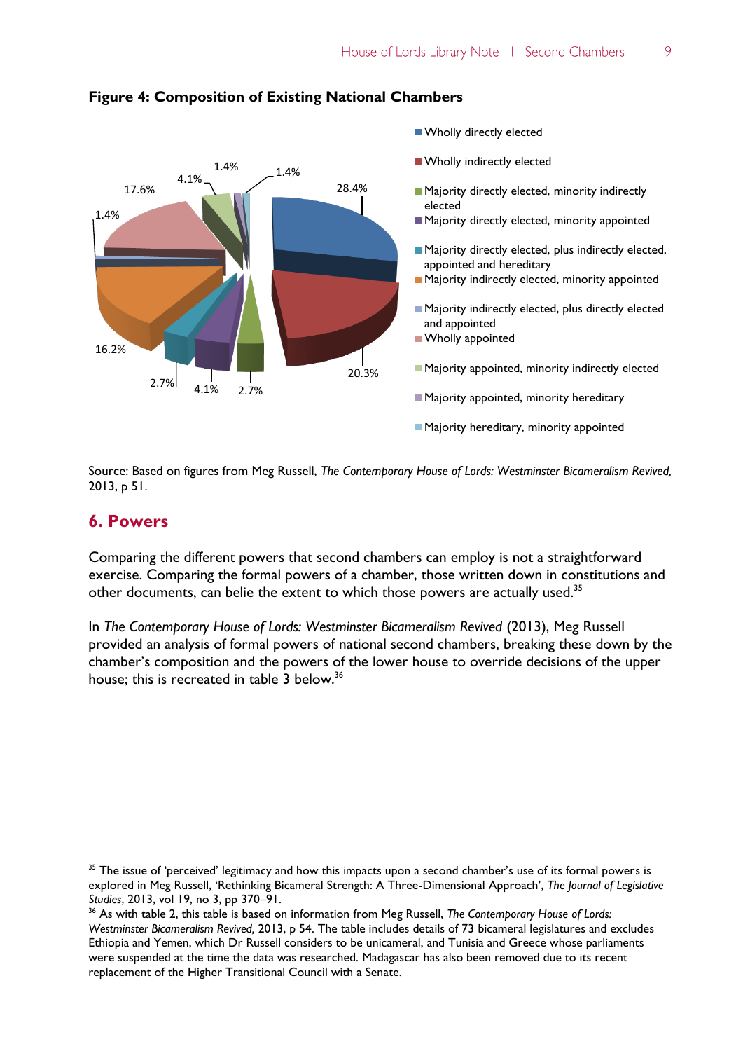**Figure 4: Composition of Existing National Chambers**

Source: Based on figures from Meg Russell, *The Contemporary House of Lords: Westminster Bicameralism Revived,* 2013, p 51.

## 6. Powers

Comparing the different powers that second chambers can employ is not a straightforward exercise. Comparing the formal powers of a chamber, those written down in constitutions and other documents, can belie the extent to which those powers are actually used.[35]

In *The Contemporary House of Lords: Westminster Bicameralism Revived* (2013), Meg Russell provided an analysis of formal powers of national second chambers, breaking these down by the chamber's composition and the powers of the lower house to override decisions of the upper house; this is recreated in table 3 below.[36]

[35] The issue of 'perceived' legitimacy and how this impacts upon a second chamber's use of its formal powers is explored in Meg Russell, 'Rethinking Bicameral Strength: A Three-Dimensional Approach', *The Journal of Legislative Studies*, 2013, vol 19, no 3, pp 370–91.

[36] As with table 2, this table is based on information from Meg Russell, *The Contemporary House of Lords: Westminster Bicameralism Revived,* 2013, p 54. The table includes details of 73 bicameral legislatures and excludes Ethiopia and Yemen, which Dr Russell considers to be unicameral, and Tunisia and Greece whose parliaments were suspended at the time the data was researched. Madagascar has also been removed due to its recent replacement of the Higher Transitional Council with a Senate.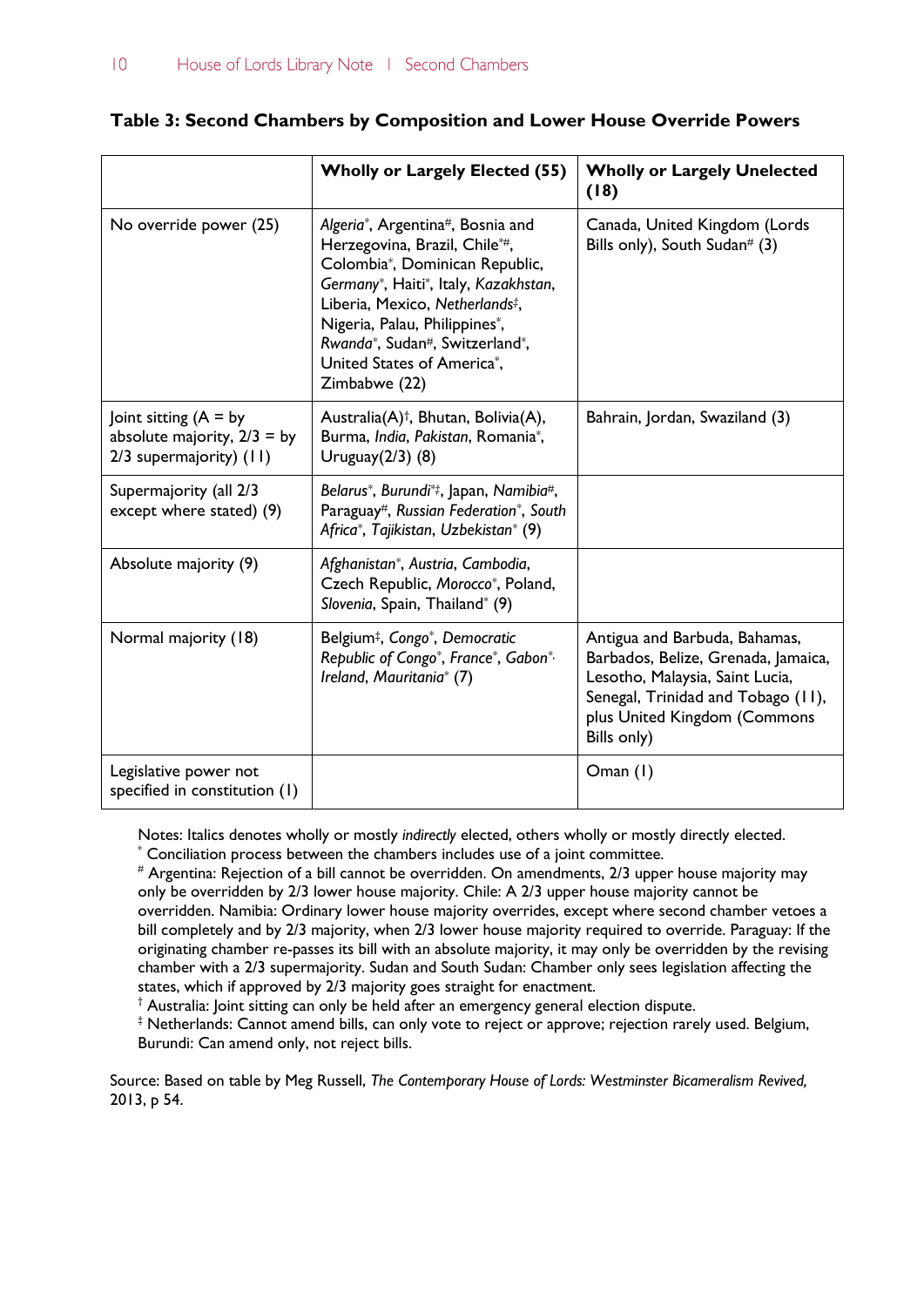**Table 3: Second Chambers by Composition and Lower House Override Powers**

| | Wholly or Largely Elected (55) | Wholly or Largely Unelected (18) |
|---|---|---|
| No override power (25) | *Algeria*\*, Argentina#, Bosnia and Herzegovina, Brazil, Chile\*#, Colombia\*, Dominican Republic, *Germany*\*, Haiti\*, Italy, *Kazakhstan*, Liberia, Mexico, *Netherlands*‡, Nigeria, Palau, Philippines\*, *Rwanda*\*, Sudan#, Switzerland\*, United States of America\*, Zimbabwe (22) | Canada, United Kingdom (Lords Bills only), South Sudan# (3) |
| Joint sitting (A = by absolute majority, 2/3 = by 2/3 supermajority) (11) | Australia(A)†, Bhutan, Bolivia(A), Burma, *India*, *Pakistan*, Romania\*, Uruguay(2/3) (8) | Bahrain, Jordan, Swaziland (3) |
| Supermajority (all 2/3 except where stated) (9) | *Belarus*\*, *Burundi*\*‡, Japan, *Namibia*#, Paraguay#, *Russian Federation*\*, *South Africa*\*, *Tajikistan*, *Uzbekistan*\* (9) | |
| Absolute majority (9) | *Afghanistan*\*, *Austria*, *Cambodia*, Czech Republic, *Morocco*\*, Poland, *Slovenia*, Spain, Thailand\* (9) | |
| Normal majority (18) | Belgium‡, *Congo*\*, *Democratic Republic of Congo*\*, *France*\*, *Gabon*\*, *Ireland*, *Mauritania*\* (7) | Antigua and Barbuda, Bahamas, Barbados, Belize, Grenada, Jamaica, Lesotho, Malaysia, Saint Lucia, Senegal, Trinidad and Tobago (11), plus United Kingdom (Commons Bills only) |
| Legislative power not specified in constitution (1) | | Oman (1) |

Notes: Italics denotes wholly or mostly *indirectly* elected, others wholly or mostly directly elected.

\* Conciliation process between the chambers includes use of a joint committee.

# Argentina: Rejection of a bill cannot be overridden. On amendments, 2/3 upper house majority may only be overridden by 2/3 lower house majority. Chile: A 2/3 upper house majority cannot be overridden. Namibia: Ordinary lower house majority overrides, except where second chamber vetoes a bill completely and by 2/3 majority, when 2/3 lower house majority required to override. Paraguay: If the originating chamber re-passes its bill with an absolute majority, it may only be overridden by the revising chamber with a 2/3 supermajority. Sudan and South Sudan: Chamber only sees legislation affecting the states, which if approved by 2/3 majority goes straight for enactment.

† Australia: Joint sitting can only be held after an emergency general election dispute.

‡ Netherlands: Cannot amend bills, can only vote to reject or approve; rejection rarely used. Belgium, Burundi: Can amend only, not reject bills.

Source: Based on table by Meg Russell, *The Contemporary House of Lords: Westminster Bicameralism Revived,* 2013, p 54.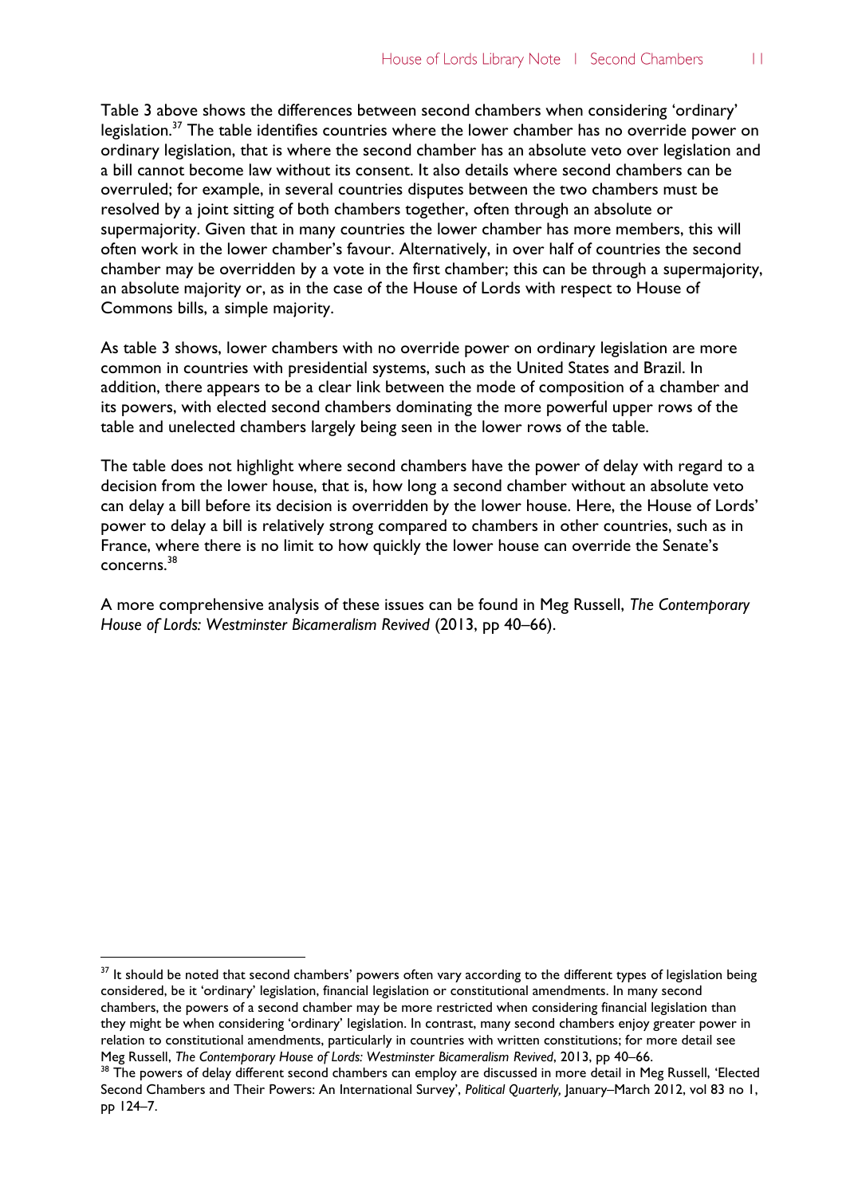Table 3 above shows the differences between second chambers when considering 'ordinary' legislation.[37] The table identifies countries where the lower chamber has no override power on ordinary legislation, that is where the second chamber has an absolute veto over legislation and a bill cannot become law without its consent. It also details where second chambers can be overruled; for example, in several countries disputes between the two chambers must be resolved by a joint sitting of both chambers together, often through an absolute or supermajority. Given that in many countries the lower chamber has more members, this will often work in the lower chamber's favour. Alternatively, in over half of countries the second chamber may be overridden by a vote in the first chamber; this can be through a supermajority, an absolute majority or, as in the case of the House of Lords with respect to House of Commons bills, a simple majority.

As table 3 shows, lower chambers with no override power on ordinary legislation are more common in countries with presidential systems, such as the United States and Brazil. In addition, there appears to be a clear link between the mode of composition of a chamber and its powers, with elected second chambers dominating the more powerful upper rows of the table and unelected chambers largely being seen in the lower rows of the table.

The table does not highlight where second chambers have the power of delay with regard to a decision from the lower house, that is, how long a second chamber without an absolute veto can delay a bill before its decision is overridden by the lower house. Here, the House of Lords' power to delay a bill is relatively strong compared to chambers in other countries, such as in France, where there is no limit to how quickly the lower house can override the Senate's concerns.[38]

A more comprehensive analysis of these issues can be found in Meg Russell, *The Contemporary House of Lords: Westminster Bicameralism Revived* (2013, pp 40–66).

---

[37] It should be noted that second chambers' powers often vary according to the different types of legislation being considered, be it 'ordinary' legislation, financial legislation or constitutional amendments. In many second chambers, the powers of a second chamber may be more restricted when considering financial legislation than they might be when considering 'ordinary' legislation. In contrast, many second chambers enjoy greater power in relation to constitutional amendments, particularly in countries with written constitutions; for more detail see Meg Russell, *The Contemporary House of Lords: Westminster Bicameralism Revived*, 2013, pp 40–66.

[38] The powers of delay different second chambers can employ are discussed in more detail in Meg Russell, 'Elected Second Chambers and Their Powers: An International Survey', *Political Quarterly,* January–March 2012, vol 83 no 1, pp 124–7.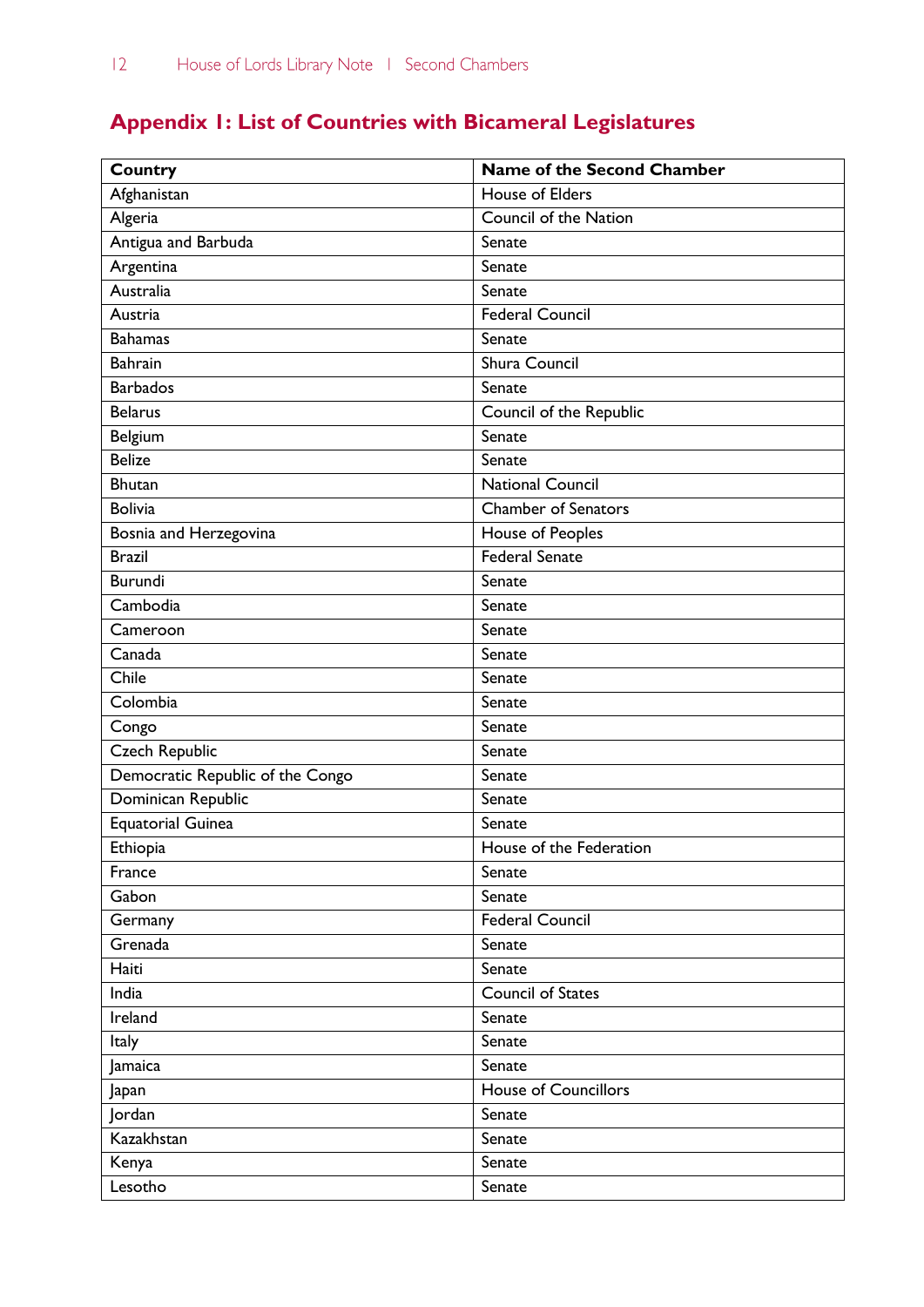## Appendix 1: List of Countries with Bicameral Legislatures

| Country | Name of the Second Chamber |
|---|---|
| Afghanistan | House of Elders |
| Algeria | Council of the Nation |
| Antigua and Barbuda | Senate |
| Argentina | Senate |
| Australia | Senate |
| Austria | Federal Council |
| Bahamas | Senate |
| Bahrain | Shura Council |
| Barbados | Senate |
| Belarus | Council of the Republic |
| Belgium | Senate |
| Belize | Senate |
| Bhutan | National Council |
| Bolivia | Chamber of Senators |
| Bosnia and Herzegovina | House of Peoples |
| Brazil | Federal Senate |
| Burundi | Senate |
| Cambodia | Senate |
| Cameroon | Senate |
| Canada | Senate |
| Chile | Senate |
| Colombia | Senate |
| Congo | Senate |
| Czech Republic | Senate |
| Democratic Republic of the Congo | Senate |
| Dominican Republic | Senate |
| Equatorial Guinea | Senate |
| Ethiopia | House of the Federation |
| France | Senate |
| Gabon | Senate |
| Germany | Federal Council |
| Grenada | Senate |
| Haiti | Senate |
| India | Council of States |
| Ireland | Senate |
| Italy | Senate |
| Jamaica | Senate |
| Japan | House of Councillors |
| Jordan | Senate |
| Kazakhstan | Senate |
| Kenya | Senate |
| Lesotho | Senate |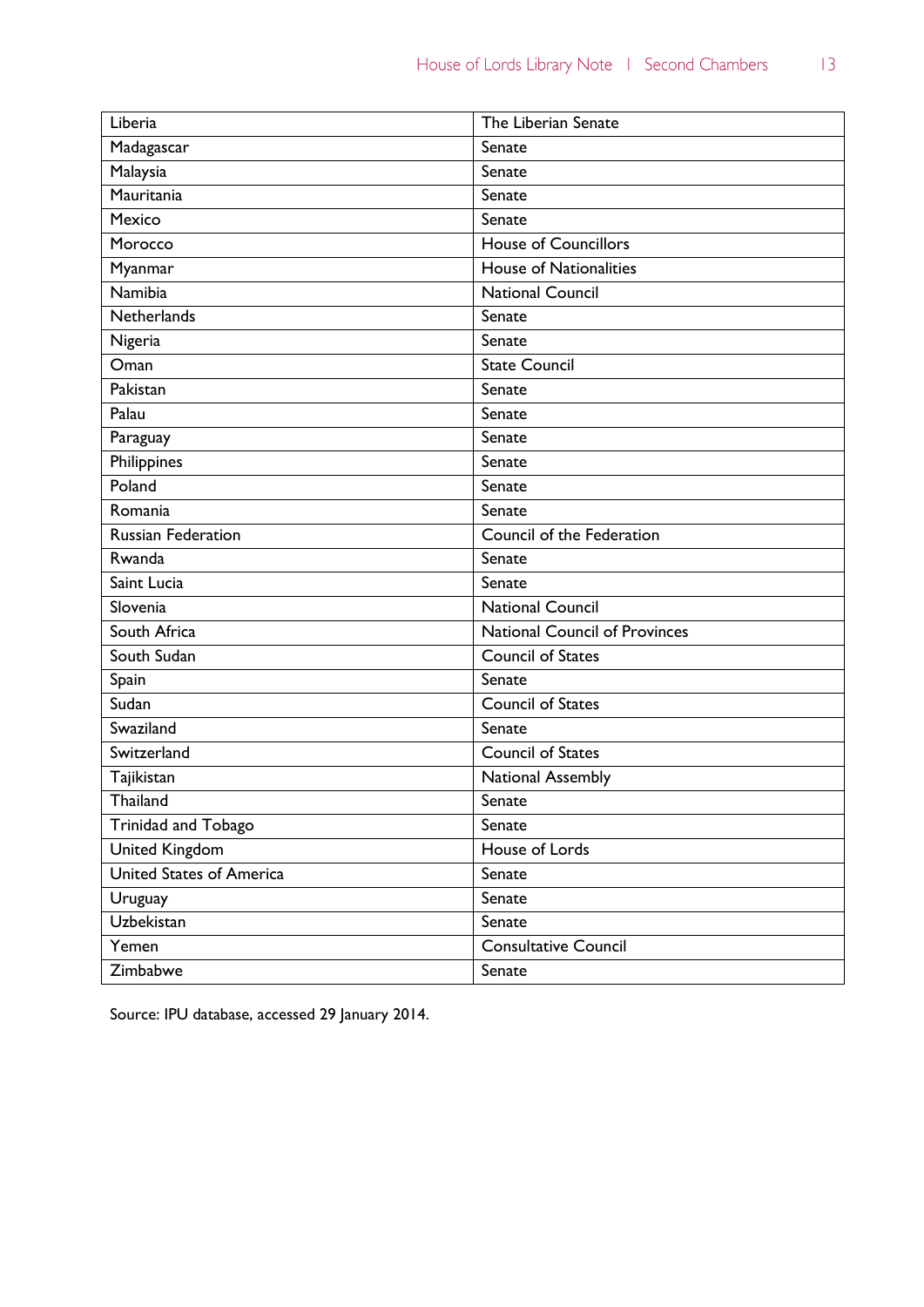| Liberia | The Liberian Senate |
| --- | --- |
| Madagascar | Senate |
| Malaysia | Senate |
| Mauritania | Senate |
| Mexico | Senate |
| Morocco | House of Councillors |
| Myanmar | House of Nationalities |
| Namibia | National Council |
| Netherlands | Senate |
| Nigeria | Senate |
| Oman | State Council |
| Pakistan | Senate |
| Palau | Senate |
| Paraguay | Senate |
| Philippines | Senate |
| Poland | Senate |
| Romania | Senate |
| Russian Federation | Council of the Federation |
| Rwanda | Senate |
| Saint Lucia | Senate |
| Slovenia | National Council |
| South Africa | National Council of Provinces |
| South Sudan | Council of States |
| Spain | Senate |
| Sudan | Council of States |
| Swaziland | Senate |
| Switzerland | Council of States |
| Tajikistan | National Assembly |
| Thailand | Senate |
| Trinidad and Tobago | Senate |
| United Kingdom | House of Lords |
| United States of America | Senate |
| Uruguay | Senate |
| Uzbekistan | Senate |
| Yemen | Consultative Council |
| Zimbabwe | Senate |

Source: IPU database, accessed 29 January 2014.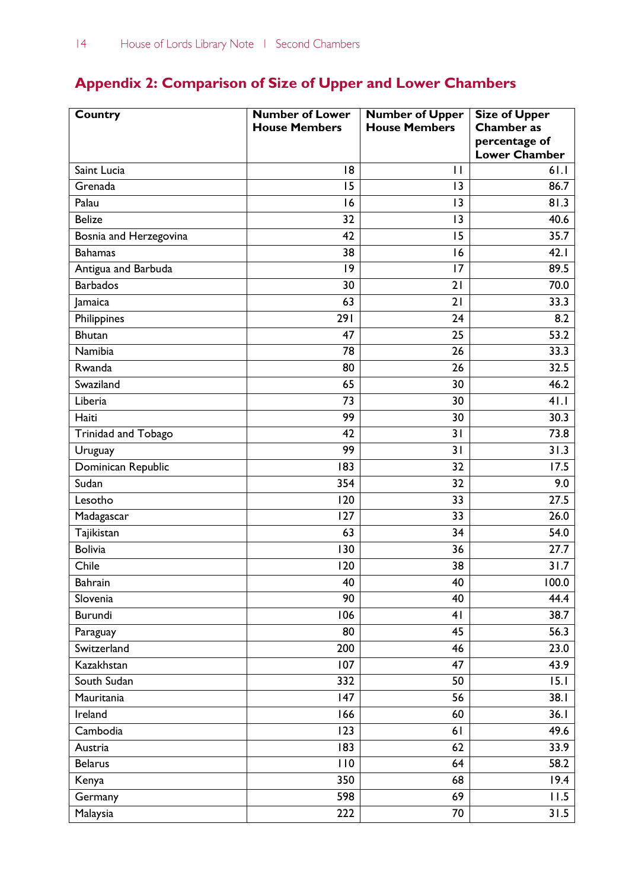## Appendix 2: Comparison of Size of Upper and Lower Chambers

| Country | Number of Lower House Members | Number of Upper House Members | Size of Upper Chamber as percentage of Lower Chamber |
|---|---|---|---|
| Saint Lucia | 18 | 11 | 61.1 |
| Grenada | 15 | 13 | 86.7 |
| Palau | 16 | 13 | 81.3 |
| Belize | 32 | 13 | 40.6 |
| Bosnia and Herzegovina | 42 | 15 | 35.7 |
| Bahamas | 38 | 16 | 42.1 |
| Antigua and Barbuda | 19 | 17 | 89.5 |
| Barbados | 30 | 21 | 70.0 |
| Jamaica | 63 | 21 | 33.3 |
| Philippines | 291 | 24 | 8.2 |
| Bhutan | 47 | 25 | 53.2 |
| Namibia | 78 | 26 | 33.3 |
| Rwanda | 80 | 26 | 32.5 |
| Swaziland | 65 | 30 | 46.2 |
| Liberia | 73 | 30 | 41.1 |
| Haiti | 99 | 30 | 30.3 |
| Trinidad and Tobago | 42 | 31 | 73.8 |
| Uruguay | 99 | 31 | 31.3 |
| Dominican Republic | 183 | 32 | 17.5 |
| Sudan | 354 | 32 | 9.0 |
| Lesotho | 120 | 33 | 27.5 |
| Madagascar | 127 | 33 | 26.0 |
| Tajikistan | 63 | 34 | 54.0 |
| Bolivia | 130 | 36 | 27.7 |
| Chile | 120 | 38 | 31.7 |
| Bahrain | 40 | 40 | 100.0 |
| Slovenia | 90 | 40 | 44.4 |
| Burundi | 106 | 41 | 38.7 |
| Paraguay | 80 | 45 | 56.3 |
| Switzerland | 200 | 46 | 23.0 |
| Kazakhstan | 107 | 47 | 43.9 |
| South Sudan | 332 | 50 | 15.1 |
| Mauritania | 147 | 56 | 38.1 |
| Ireland | 166 | 60 | 36.1 |
| Cambodia | 123 | 61 | 49.6 |
| Austria | 183 | 62 | 33.9 |
| Belarus | 110 | 64 | 58.2 |
| Kenya | 350 | 68 | 19.4 |
| Germany | 598 | 69 | 11.5 |
| Malaysia | 222 | 70 | 31.5 |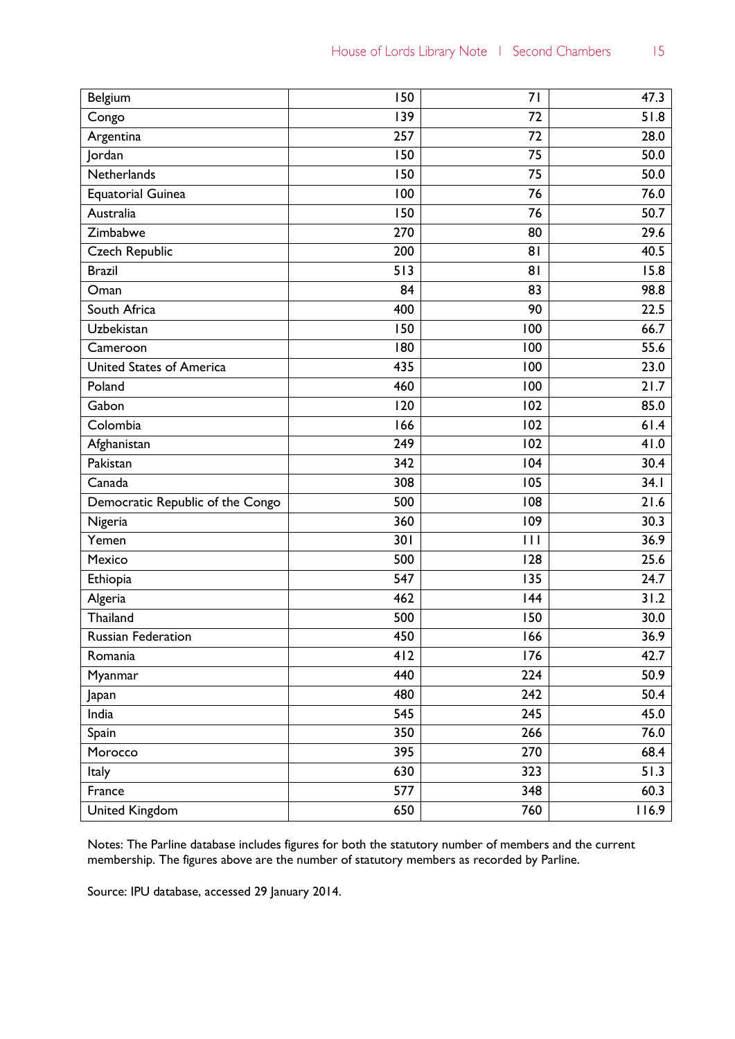| | | | |
|---|---|---|---|
| Belgium | 150 | 71 | 47.3 |
| Congo | 139 | 72 | 51.8 |
| Argentina | 257 | 72 | 28.0 |
| Jordan | 150 | 75 | 50.0 |
| Netherlands | 150 | 75 | 50.0 |
| Equatorial Guinea | 100 | 76 | 76.0 |
| Australia | 150 | 76 | 50.7 |
| Zimbabwe | 270 | 80 | 29.6 |
| Czech Republic | 200 | 81 | 40.5 |
| Brazil | 513 | 81 | 15.8 |
| Oman | 84 | 83 | 98.8 |
| South Africa | 400 | 90 | 22.5 |
| Uzbekistan | 150 | 100 | 66.7 |
| Cameroon | 180 | 100 | 55.6 |
| United States of America | 435 | 100 | 23.0 |
| Poland | 460 | 100 | 21.7 |
| Gabon | 120 | 102 | 85.0 |
| Colombia | 166 | 102 | 61.4 |
| Afghanistan | 249 | 102 | 41.0 |
| Pakistan | 342 | 104 | 30.4 |
| Canada | 308 | 105 | 34.1 |
| Democratic Republic of the Congo | 500 | 108 | 21.6 |
| Nigeria | 360 | 109 | 30.3 |
| Yemen | 301 | 111 | 36.9 |
| Mexico | 500 | 128 | 25.6 |
| Ethiopia | 547 | 135 | 24.7 |
| Algeria | 462 | 144 | 31.2 |
| Thailand | 500 | 150 | 30.0 |
| Russian Federation | 450 | 166 | 36.9 |
| Romania | 412 | 176 | 42.7 |
| Myanmar | 440 | 224 | 50.9 |
| Japan | 480 | 242 | 50.4 |
| India | 545 | 245 | 45.0 |
| Spain | 350 | 266 | 76.0 |
| Morocco | 395 | 270 | 68.4 |
| Italy | 630 | 323 | 51.3 |
| France | 577 | 348 | 60.3 |
| United Kingdom | 650 | 760 | 116.9 |

Notes: The Parline database includes figures for both the statutory number of members and the current membership. The figures above are the number of statutory members as recorded by Parline.

Source: IPU database, accessed 29 January 2014.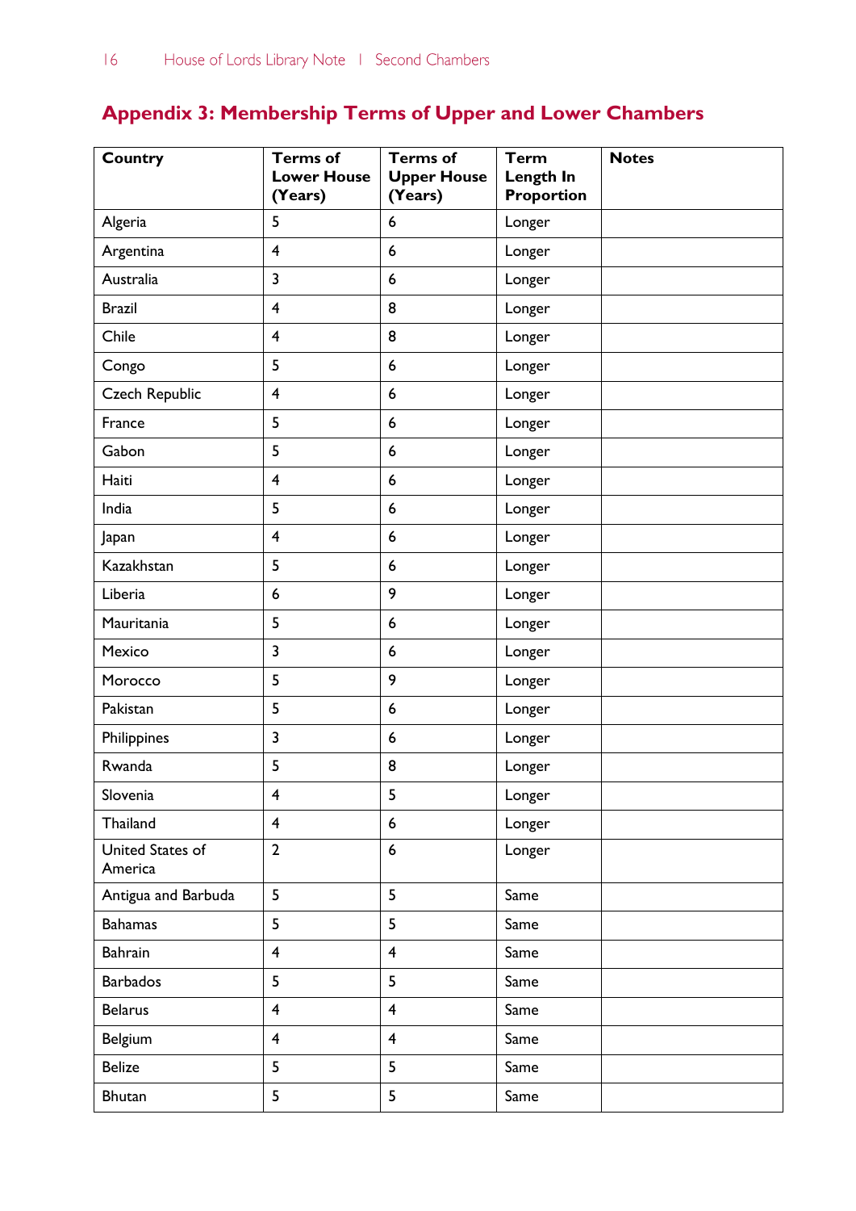## Appendix 3: Membership Terms of Upper and Lower Chambers

| Country | Terms of Lower House (Years) | Terms of Upper House (Years) | Term Length In Proportion | Notes |
|---|---|---|---|---|
| Algeria | 5 | 6 | Longer | |
| Argentina | 4 | 6 | Longer | |
| Australia | 3 | 6 | Longer | |
| Brazil | 4 | 8 | Longer | |
| Chile | 4 | 8 | Longer | |
| Congo | 5 | 6 | Longer | |
| Czech Republic | 4 | 6 | Longer | |
| France | 5 | 6 | Longer | |
| Gabon | 5 | 6 | Longer | |
| Haiti | 4 | 6 | Longer | |
| India | 5 | 6 | Longer | |
| Japan | 4 | 6 | Longer | |
| Kazakhstan | 5 | 6 | Longer | |
| Liberia | 6 | 9 | Longer | |
| Mauritania | 5 | 6 | Longer | |
| Mexico | 3 | 6 | Longer | |
| Morocco | 5 | 9 | Longer | |
| Pakistan | 5 | 6 | Longer | |
| Philippines | 3 | 6 | Longer | |
| Rwanda | 5 | 8 | Longer | |
| Slovenia | 4 | 5 | Longer | |
| Thailand | 4 | 6 | Longer | |
| United States of America | 2 | 6 | Longer | |
| Antigua and Barbuda | 5 | 5 | Same | |
| Bahamas | 5 | 5 | Same | |
| Bahrain | 4 | 4 | Same | |
| Barbados | 5 | 5 | Same | |
| Belarus | 4 | 4 | Same | |
| Belgium | 4 | 4 | Same | |
| Belize | 5 | 5 | Same | |
| Bhutan | 5 | 5 | Same | |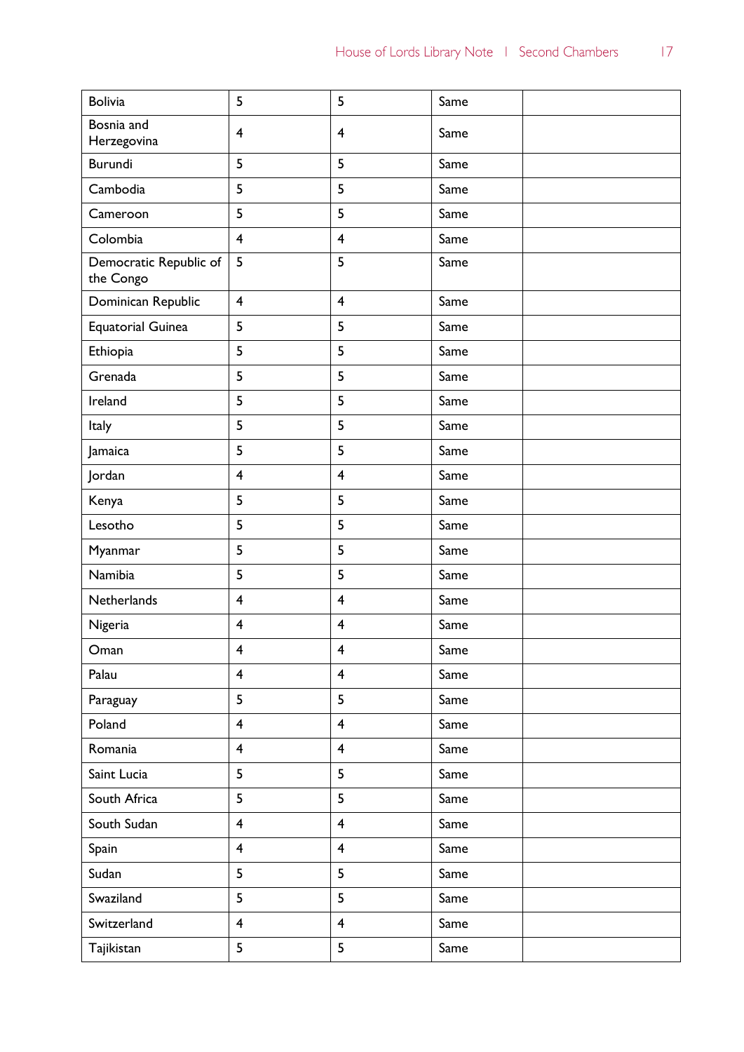| | | | | |
|---|---|---|---|---|
| Bolivia | 5 | 5 | Same | |
| Bosnia and Herzegovina | 4 | 4 | Same | |
| Burundi | 5 | 5 | Same | |
| Cambodia | 5 | 5 | Same | |
| Cameroon | 5 | 5 | Same | |
| Colombia | 4 | 4 | Same | |
| Democratic Republic of the Congo | 5 | 5 | Same | |
| Dominican Republic | 4 | 4 | Same | |
| Equatorial Guinea | 5 | 5 | Same | |
| Ethiopia | 5 | 5 | Same | |
| Grenada | 5 | 5 | Same | |
| Ireland | 5 | 5 | Same | |
| Italy | 5 | 5 | Same | |
| Jamaica | 5 | 5 | Same | |
| Jordan | 4 | 4 | Same | |
| Kenya | 5 | 5 | Same | |
| Lesotho | 5 | 5 | Same | |
| Myanmar | 5 | 5 | Same | |
| Namibia | 5 | 5 | Same | |
| Netherlands | 4 | 4 | Same | |
| Nigeria | 4 | 4 | Same | |
| Oman | 4 | 4 | Same | |
| Palau | 4 | 4 | Same | |
| Paraguay | 5 | 5 | Same | |
| Poland | 4 | 4 | Same | |
| Romania | 4 | 4 | Same | |
| Saint Lucia | 5 | 5 | Same | |
| South Africa | 5 | 5 | Same | |
| South Sudan | 4 | 4 | Same | |
| Spain | 4 | 4 | Same | |
| Sudan | 5 | 5 | Same | |
| Swaziland | 5 | 5 | Same | |
| Switzerland | 4 | 4 | Same | |
| Tajikistan | 5 | 5 | Same | |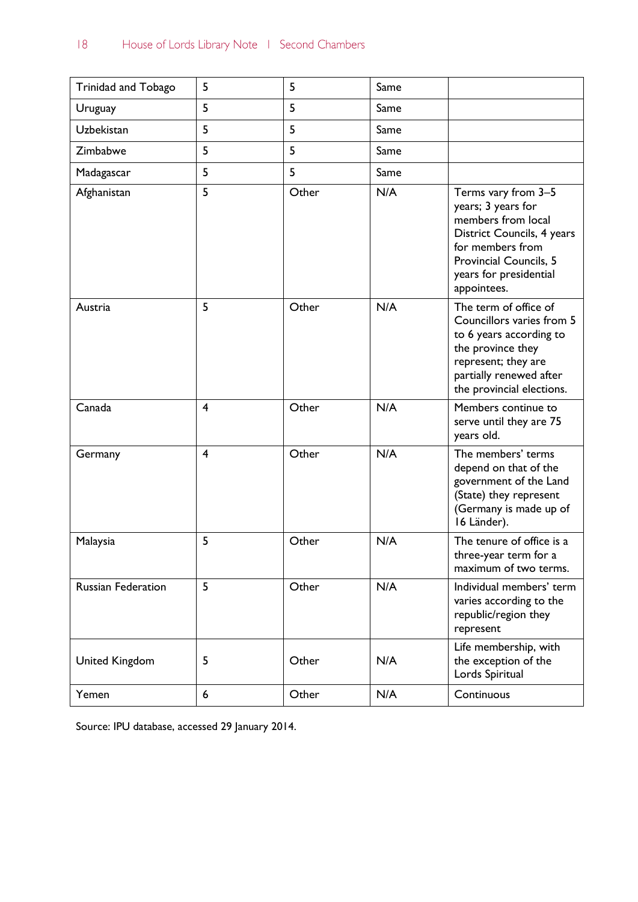| Trinidad and Tobago | 5 | 5 | Same | |
|---|---|---|---|---|
| Uruguay | 5 | 5 | Same | |
| Uzbekistan | 5 | 5 | Same | |
| Zimbabwe | 5 | 5 | Same | |
| Madagascar | 5 | 5 | Same | |
| Afghanistan | 5 | Other | N/A | Terms vary from 3–5 years; 3 years for members from local District Councils, 4 years for members from Provincial Councils, 5 years for presidential appointees. |
| Austria | 5 | Other | N/A | The term of office of Councillors varies from 5 to 6 years according to the province they represent; they are partially renewed after the provincial elections. |
| Canada | 4 | Other | N/A | Members continue to serve until they are 75 years old. |
| Germany | 4 | Other | N/A | The members' terms depend on that of the Land government of the Land (State) they represent (Germany is made up of 16 Länder). |
| Malaysia | 5 | Other | N/A | The tenure of office is a three-year term for a maximum of two terms. |
| Russian Federation | 5 | Other | N/A | Individual members' term varies according to the republic/region they represent |
| United Kingdom | 5 | Other | N/A | Life membership, with the exception of the Lords Spiritual |
| Yemen | 6 | Other | N/A | Continuous |

Source: IPU database, accessed 29 January 2014.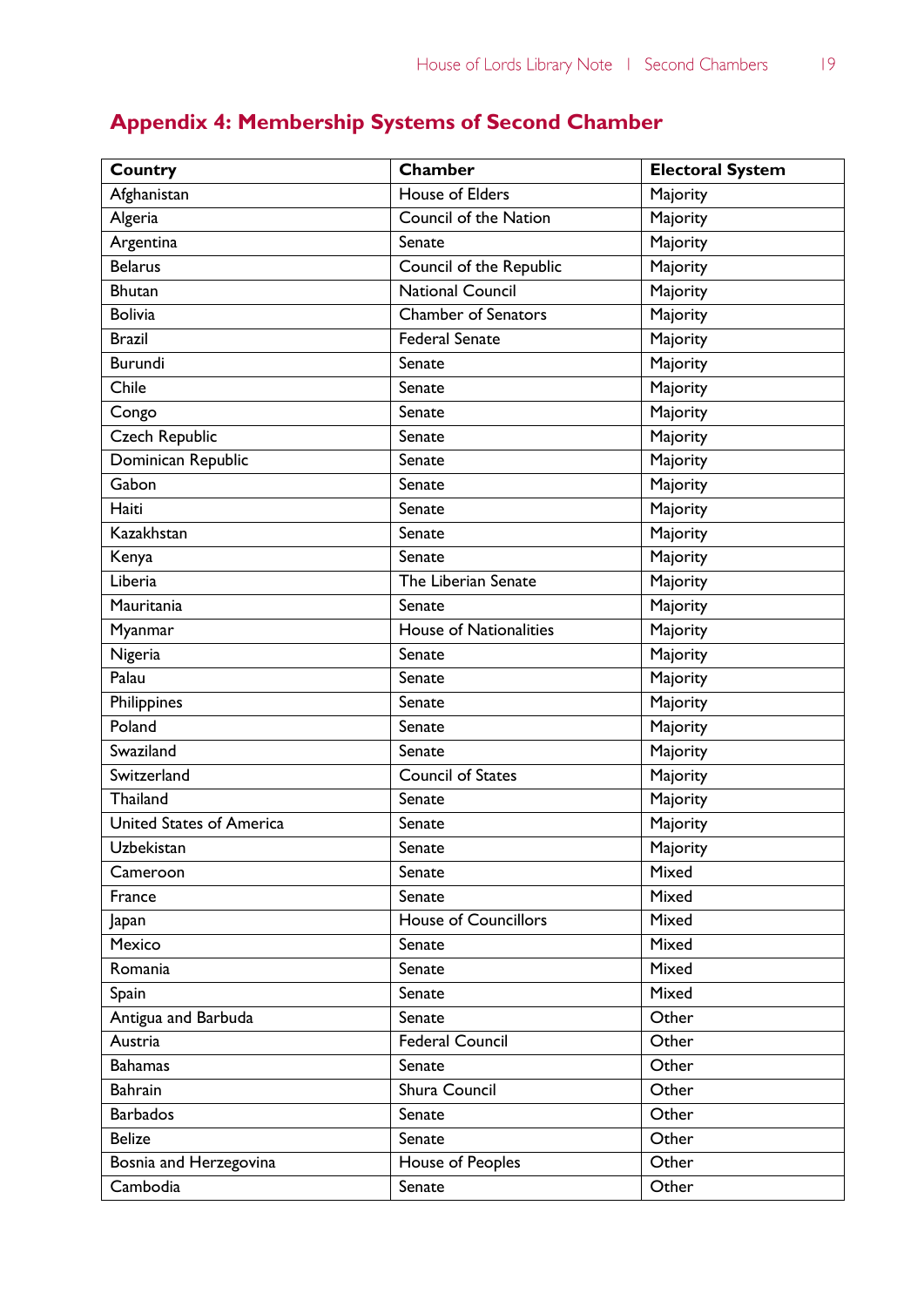## Appendix 4: Membership Systems of Second Chamber

| Country | Chamber | Electoral System |
|---|---|---|
| Afghanistan | House of Elders | Majority |
| Algeria | Council of the Nation | Majority |
| Argentina | Senate | Majority |
| Belarus | Council of the Republic | Majority |
| Bhutan | National Council | Majority |
| Bolivia | Chamber of Senators | Majority |
| Brazil | Federal Senate | Majority |
| Burundi | Senate | Majority |
| Chile | Senate | Majority |
| Congo | Senate | Majority |
| Czech Republic | Senate | Majority |
| Dominican Republic | Senate | Majority |
| Gabon | Senate | Majority |
| Haiti | Senate | Majority |
| Kazakhstan | Senate | Majority |
| Kenya | Senate | Majority |
| Liberia | The Liberian Senate | Majority |
| Mauritania | Senate | Majority |
| Myanmar | House of Nationalities | Majority |
| Nigeria | Senate | Majority |
| Palau | Senate | Majority |
| Philippines | Senate | Majority |
| Poland | Senate | Majority |
| Swaziland | Senate | Majority |
| Switzerland | Council of States | Majority |
| Thailand | Senate | Majority |
| United States of America | Senate | Majority |
| Uzbekistan | Senate | Majority |
| Cameroon | Senate | Mixed |
| France | Senate | Mixed |
| Japan | House of Councillors | Mixed |
| Mexico | Senate | Mixed |
| Romania | Senate | Mixed |
| Spain | Senate | Mixed |
| Antigua and Barbuda | Senate | Other |
| Austria | Federal Council | Other |
| Bahamas | Senate | Other |
| Bahrain | Shura Council | Other |
| Barbados | Senate | Other |
| Belize | Senate | Other |
| Bosnia and Herzegovina | House of Peoples | Other |
| Cambodia | Senate | Other |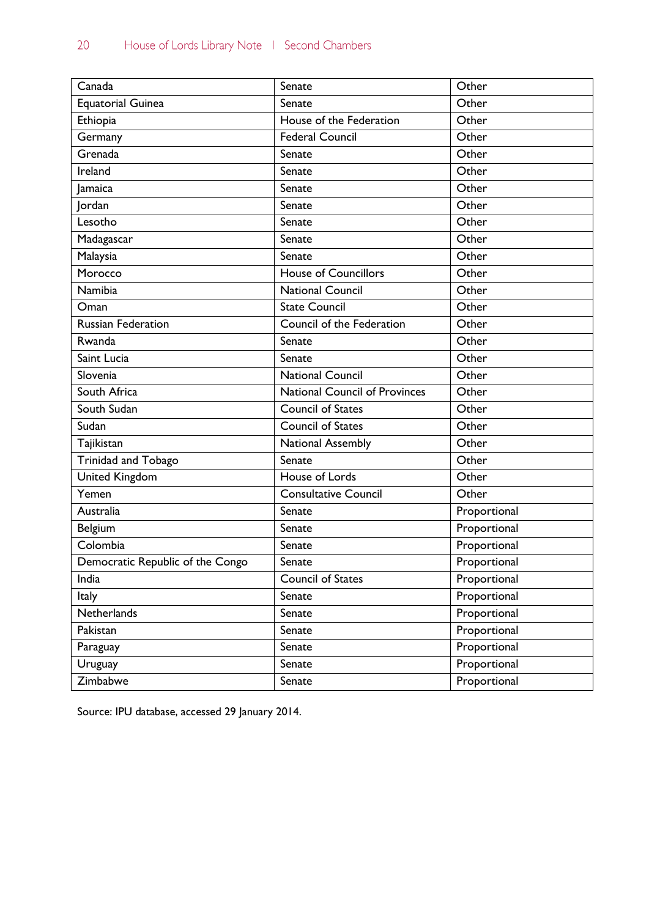| | | |
|---|---|---|
| Canada | Senate | Other |
| Equatorial Guinea | Senate | Other |
| Ethiopia | House of the Federation | Other |
| Germany | Federal Council | Other |
| Grenada | Senate | Other |
| Ireland | Senate | Other |
| Jamaica | Senate | Other |
| Jordan | Senate | Other |
| Lesotho | Senate | Other |
| Madagascar | Senate | Other |
| Malaysia | Senate | Other |
| Morocco | House of Councillors | Other |
| Namibia | National Council | Other |
| Oman | State Council | Other |
| Russian Federation | Council of the Federation | Other |
| Rwanda | Senate | Other |
| Saint Lucia | Senate | Other |
| Slovenia | National Council | Other |
| South Africa | National Council of Provinces | Other |
| South Sudan | Council of States | Other |
| Sudan | Council of States | Other |
| Tajikistan | National Assembly | Other |
| Trinidad and Tobago | Senate | Other |
| United Kingdom | House of Lords | Other |
| Yemen | Consultative Council | Other |
| Australia | Senate | Proportional |
| Belgium | Senate | Proportional |
| Colombia | Senate | Proportional |
| Democratic Republic of the Congo | Senate | Proportional |
| India | Council of States | Proportional |
| Italy | Senate | Proportional |
| Netherlands | Senate | Proportional |
| Pakistan | Senate | Proportional |
| Paraguay | Senate | Proportional |
| Uruguay | Senate | Proportional |
| Zimbabwe | Senate | Proportional |

Source: IPU database, accessed 29 January 2014.